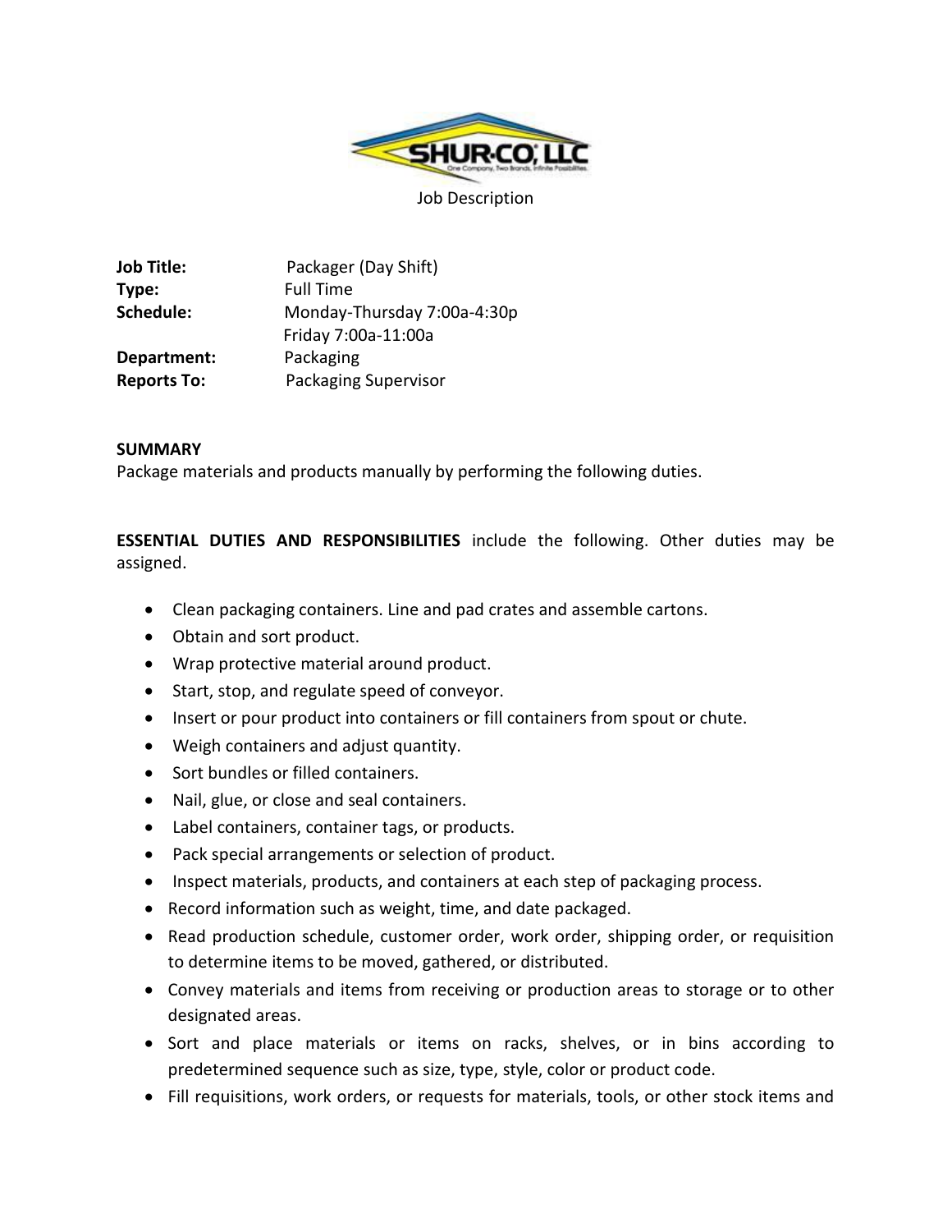Job Description

| | |
|---|---|
| **Job Title:** | Packager (Day Shift) |
| **Type:** | Full Time |
| **Schedule:** | Monday-Thursday 7:00a-4:30p<br>Friday 7:00a-11:00a |
| **Department:** | Packaging |
| **Reports To:** | Packaging Supervisor |

**SUMMARY**

Package materials and products manually by performing the following duties.

**ESSENTIAL DUTIES AND RESPONSIBILITIES** include the following. Other duties may be assigned.

- Clean packaging containers. Line and pad crates and assemble cartons.
- Obtain and sort product.
- Wrap protective material around product.
- Start, stop, and regulate speed of conveyor.
- Insert or pour product into containers or fill containers from spout or chute.
- Weigh containers and adjust quantity.
- Sort bundles or filled containers.
- Nail, glue, or close and seal containers.
- Label containers, container tags, or products.
- Pack special arrangements or selection of product.
- Inspect materials, products, and containers at each step of packaging process.
- Record information such as weight, time, and date packaged.
- Read production schedule, customer order, work order, shipping order, or requisition to determine items to be moved, gathered, or distributed.
- Convey materials and items from receiving or production areas to storage or to other designated areas.
- Sort and place materials or items on racks, shelves, or in bins according to predetermined sequence such as size, type, style, color or product code.
- Fill requisitions, work orders, or requests for materials, tools, or other stock items and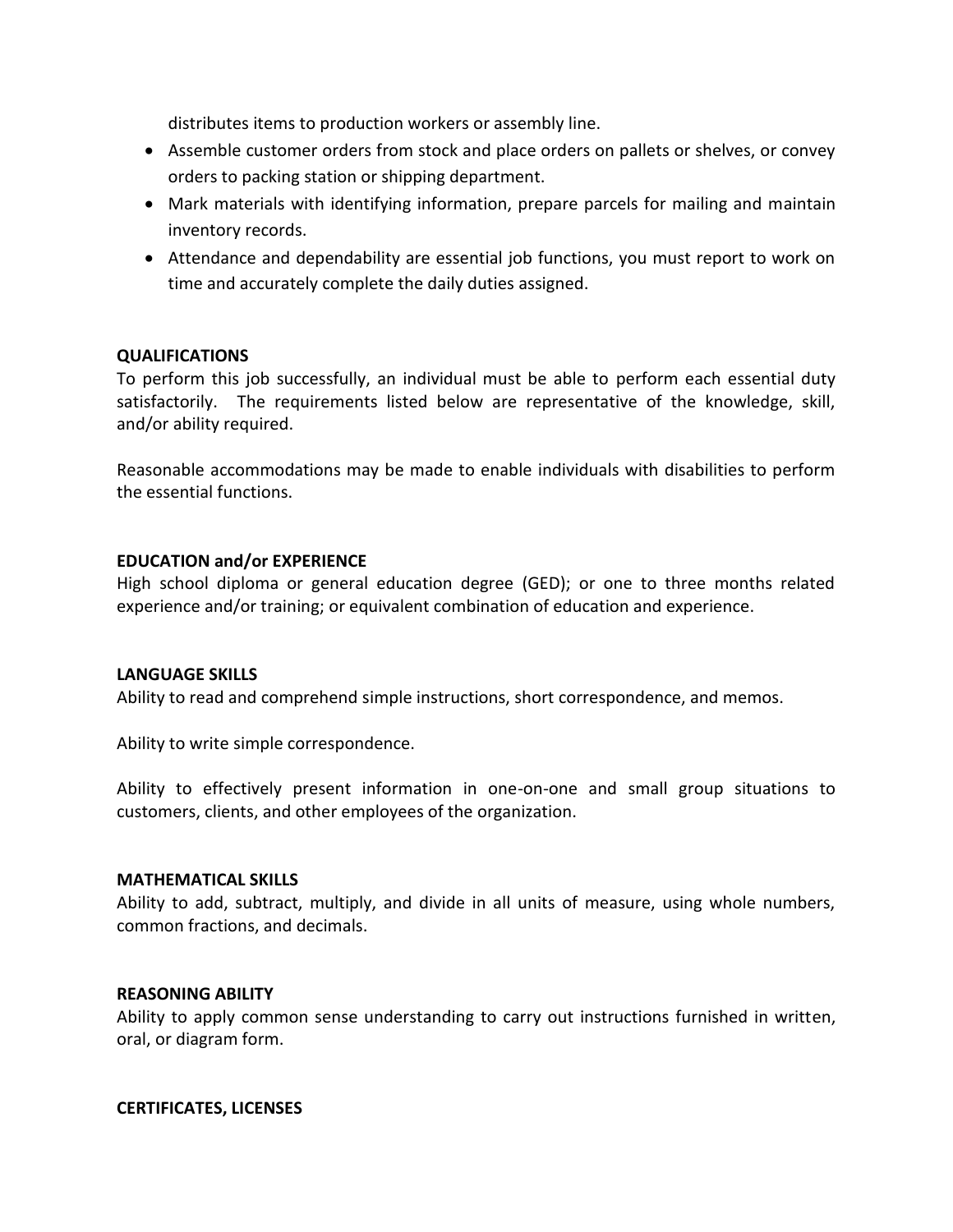distributes items to production workers or assembly line.

- Assemble customer orders from stock and place orders on pallets or shelves, or convey orders to packing station or shipping department.
- Mark materials with identifying information, prepare parcels for mailing and maintain inventory records.
- Attendance and dependability are essential job functions, you must report to work on time and accurately complete the daily duties assigned.

**QUALIFICATIONS**

To perform this job successfully, an individual must be able to perform each essential duty satisfactorily. The requirements listed below are representative of the knowledge, skill, and/or ability required.

Reasonable accommodations may be made to enable individuals with disabilities to perform the essential functions.

**EDUCATION and/or EXPERIENCE**

High school diploma or general education degree (GED); or one to three months related experience and/or training; or equivalent combination of education and experience.

**LANGUAGE SKILLS**

Ability to read and comprehend simple instructions, short correspondence, and memos.

Ability to write simple correspondence.

Ability to effectively present information in one-on-one and small group situations to customers, clients, and other employees of the organization.

**MATHEMATICAL SKILLS**

Ability to add, subtract, multiply, and divide in all units of measure, using whole numbers, common fractions, and decimals.

**REASONING ABILITY**

Ability to apply common sense understanding to carry out instructions furnished in written, oral, or diagram form.

**CERTIFICATES, LICENSES**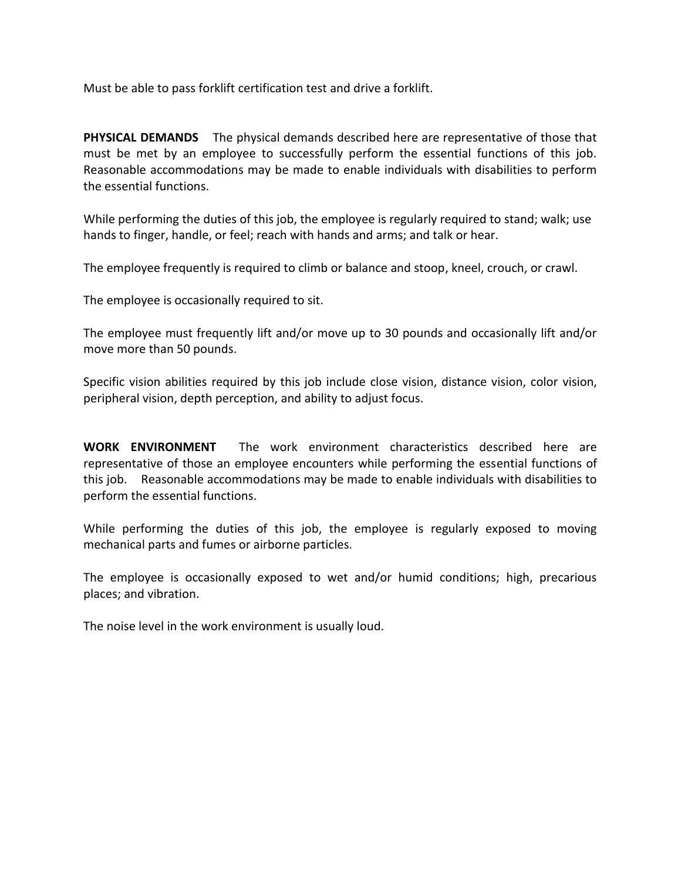Must be able to pass forklift certification test and drive a forklift.

**PHYSICAL DEMANDS** The physical demands described here are representative of those that must be met by an employee to successfully perform the essential functions of this job. Reasonable accommodations may be made to enable individuals with disabilities to perform the essential functions.

While performing the duties of this job, the employee is regularly required to stand; walk; use hands to finger, handle, or feel; reach with hands and arms; and talk or hear.

The employee frequently is required to climb or balance and stoop, kneel, crouch, or crawl.

The employee is occasionally required to sit.

The employee must frequently lift and/or move up to 30 pounds and occasionally lift and/or move more than 50 pounds.

Specific vision abilities required by this job include close vision, distance vision, color vision, peripheral vision, depth perception, and ability to adjust focus.

**WORK ENVIRONMENT** The work environment characteristics described here are representative of those an employee encounters while performing the essential functions of this job. Reasonable accommodations may be made to enable individuals with disabilities to perform the essential functions.

While performing the duties of this job, the employee is regularly exposed to moving mechanical parts and fumes or airborne particles.

The employee is occasionally exposed to wet and/or humid conditions; high, precarious places; and vibration.

The noise level in the work environment is usually loud.